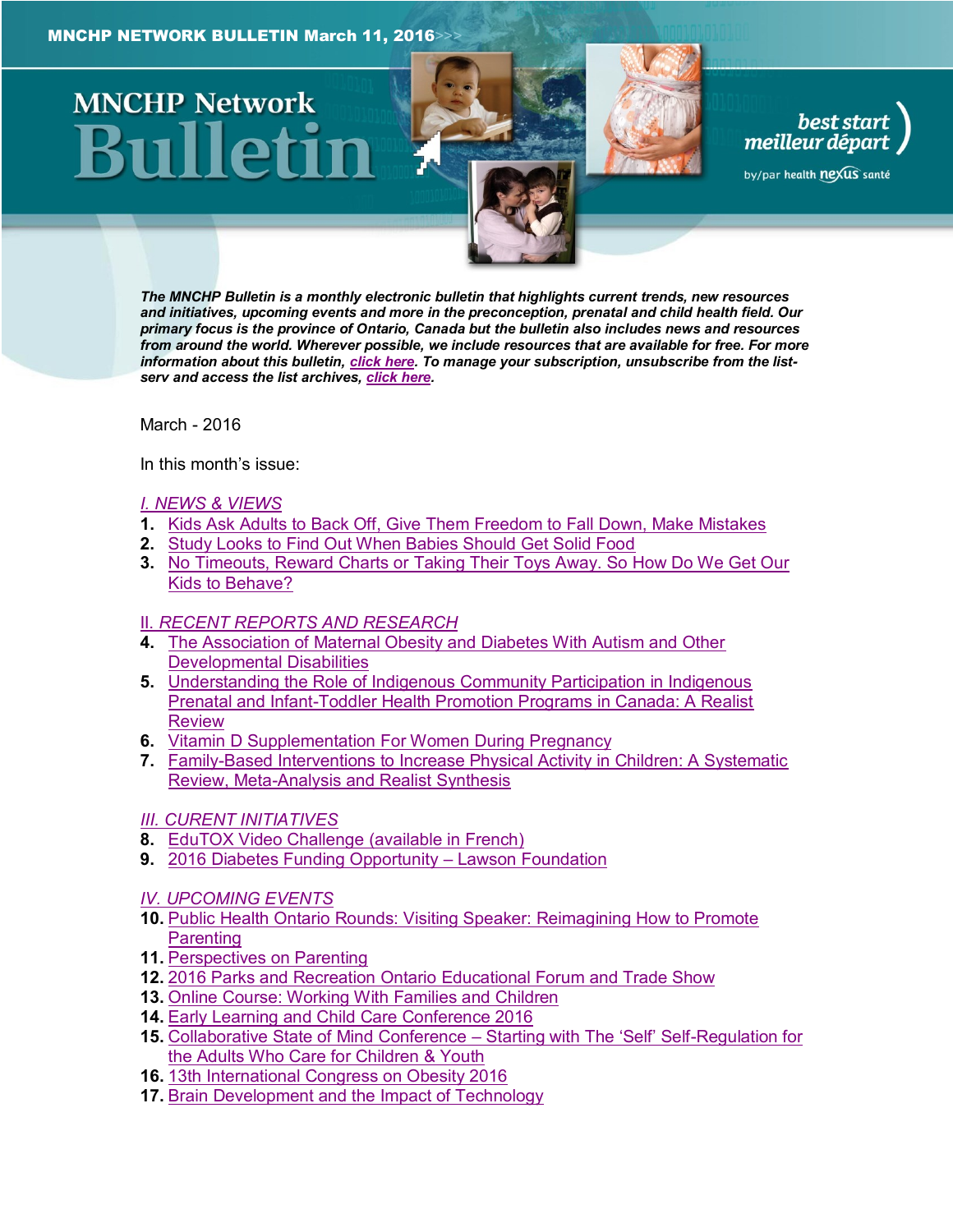MNCHP NETWORK BULLETIN March 11, 2016

# MNCHP Network Bulletin

best start meilleur départ

by/par health nexus santé

***The MNCHP Bulletin is a monthly electronic bulletin that highlights current trends, new resources and initiatives, upcoming events and more in the preconception, prenatal and child health field. Our primary focus is the province of Ontario, Canada but the bulletin also includes news and resources from around the world. Wherever possible, we include resources that are available for free. For more information about this bulletin, click here. To manage your subscription, unsubscribe from the list-serv and access the list archives, click here.***

March - 2016

In this month's issue:

*I. NEWS & VIEWS*

1. Kids Ask Adults to Back Off, Give Them Freedom to Fall Down, Make Mistakes
2. Study Looks to Find Out When Babies Should Get Solid Food
3. No Timeouts, Reward Charts or Taking Their Toys Away. So How Do We Get Our Kids to Behave?

*II. RECENT REPORTS AND RESEARCH*

4. The Association of Maternal Obesity and Diabetes With Autism and Other Developmental Disabilities
5. Understanding the Role of Indigenous Community Participation in Indigenous Prenatal and Infant-Toddler Health Promotion Programs in Canada: A Realist Review
6. Vitamin D Supplementation For Women During Pregnancy
7. Family-Based Interventions to Increase Physical Activity in Children: A Systematic Review, Meta-Analysis and Realist Synthesis

*III. CURENT INITIATIVES*

8. EduTOX Video Challenge (available in French)
9. 2016 Diabetes Funding Opportunity – Lawson Foundation

*IV. UPCOMING EVENTS*

10. Public Health Ontario Rounds: Visiting Speaker: Reimagining How to Promote Parenting
11. Perspectives on Parenting
12. 2016 Parks and Recreation Ontario Educational Forum and Trade Show
13. Online Course: Working With Families and Children
14. Early Learning and Child Care Conference 2016
15. Collaborative State of Mind Conference – Starting with The 'Self' Self-Regulation for the Adults Who Care for Children & Youth
16. 13th International Congress on Obesity 2016
17. Brain Development and the Impact of Technology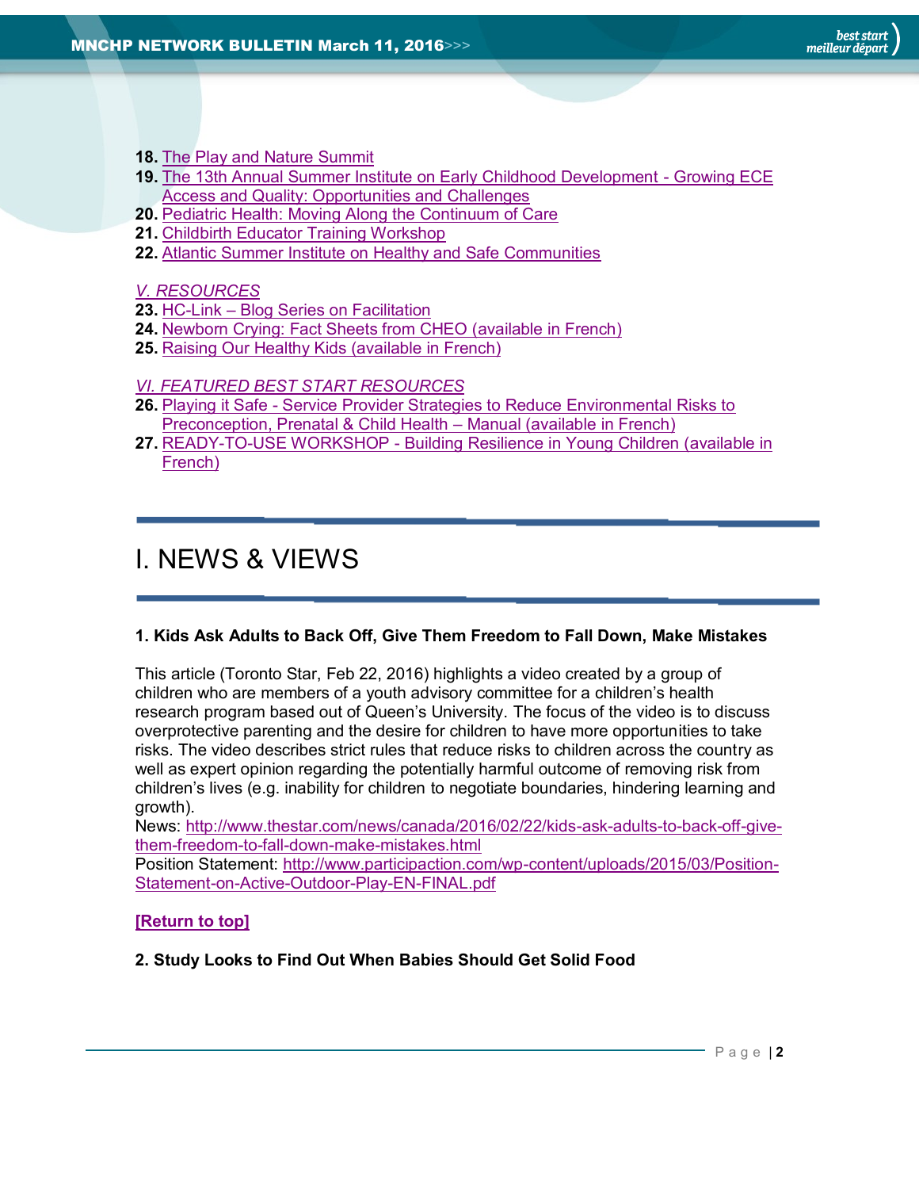18. The Play and Nature Summit
19. The 13th Annual Summer Institute on Early Childhood Development - Growing ECE Access and Quality: Opportunities and Challenges
20. Pediatric Health: Moving Along the Continuum of Care
21. Childbirth Educator Training Workshop
22. Atlantic Summer Institute on Healthy and Safe Communities

*V. RESOURCES*

23. HC-Link – Blog Series on Facilitation
24. Newborn Crying: Fact Sheets from CHEO (available in French)
25. Raising Our Healthy Kids (available in French)

*VI. FEATURED BEST START RESOURCES*

26. Playing it Safe - Service Provider Strategies to Reduce Environmental Risks to Preconception, Prenatal & Child Health – Manual (available in French)
27. READY-TO-USE WORKSHOP - Building Resilience in Young Children (available in French)

# I. NEWS & VIEWS

**1. Kids Ask Adults to Back Off, Give Them Freedom to Fall Down, Make Mistakes**

This article (Toronto Star, Feb 22, 2016) highlights a video created by a group of children who are members of a youth advisory committee for a children's health research program based out of Queen's University. The focus of the video is to discuss overprotective parenting and the desire for children to have more opportunities to take risks. The video describes strict rules that reduce risks to children across the country as well as expert opinion regarding the potentially harmful outcome of removing risk from children's lives (e.g. inability for children to negotiate boundaries, hindering learning and growth).
News: http://www.thestar.com/news/canada/2016/02/22/kids-ask-adults-to-back-off-give-them-freedom-to-fall-down-make-mistakes.html
Position Statement: http://www.participaction.com/wp-content/uploads/2015/03/Position-Statement-on-Active-Outdoor-Play-EN-FINAL.pdf

**[Return to top]**

**2. Study Looks to Find Out When Babies Should Get Solid Food**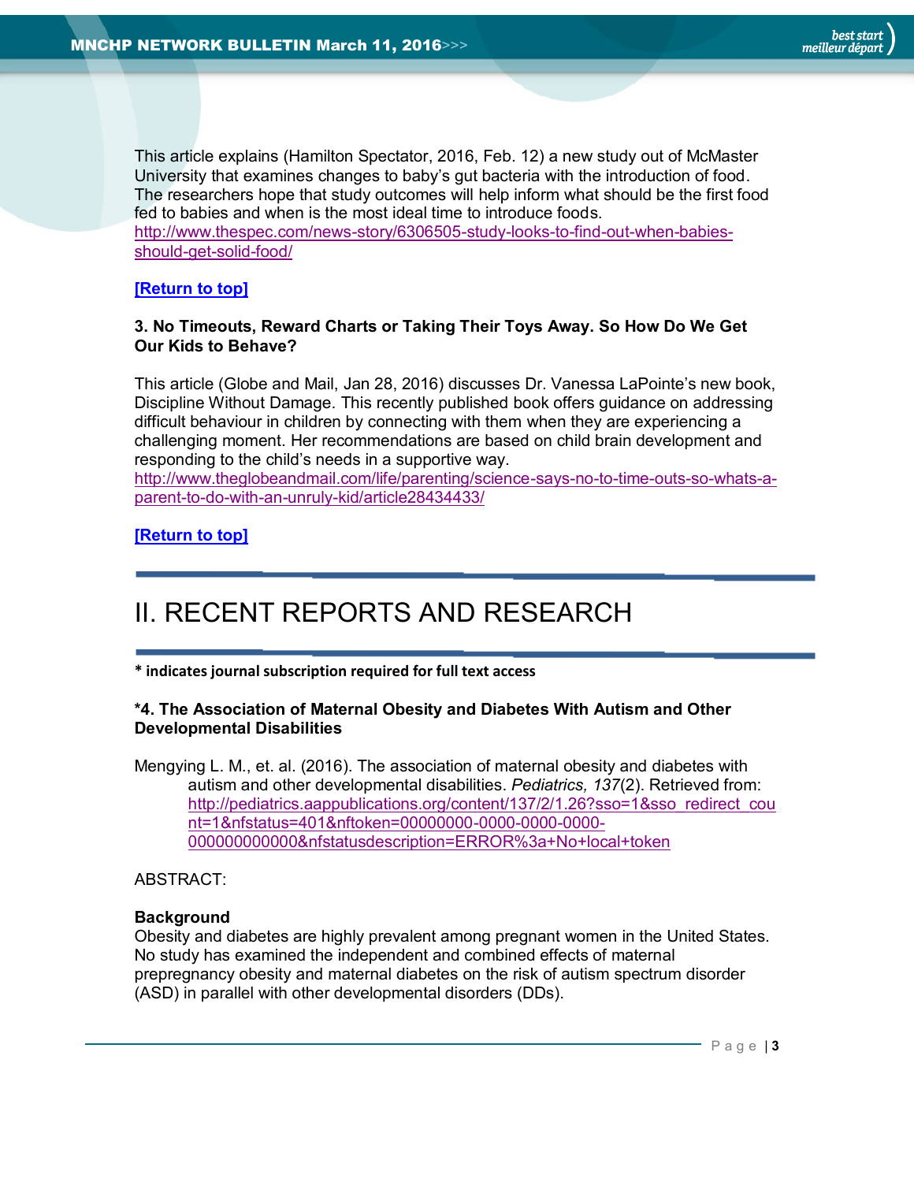This article explains (Hamilton Spectator, 2016, Feb. 12) a new study out of McMaster University that examines changes to baby's gut bacteria with the introduction of food. The researchers hope that study outcomes will help inform what should be the first food fed to babies and when is the most ideal time to introduce foods.
http://www.thespec.com/news-story/6306505-study-looks-to-find-out-when-babies-should-get-solid-food/

**[Return to top]**

**3. No Timeouts, Reward Charts or Taking Their Toys Away. So How Do We Get Our Kids to Behave?**

This article (Globe and Mail, Jan 28, 2016) discusses Dr. Vanessa LaPointe's new book, Discipline Without Damage. This recently published book offers guidance on addressing difficult behaviour in children by connecting with them when they are experiencing a challenging moment. Her recommendations are based on child brain development and responding to the child's needs in a supportive way.
http://www.theglobeandmail.com/life/parenting/science-says-no-to-time-outs-so-whats-a-parent-to-do-with-an-unruly-kid/article28434433/

**[Return to top]**

# II. RECENT REPORTS AND RESEARCH

**\* indicates journal subscription required for full text access**

**\*4. The Association of Maternal Obesity and Diabetes With Autism and Other Developmental Disabilities**

Mengying L. M., et. al. (2016). The association of maternal obesity and diabetes with autism and other developmental disabilities. *Pediatrics, 137*(2). Retrieved from: http://pediatrics.aappublications.org/content/137/2/1.26?sso=1&sso_redirect_count=1&nfstatus=401&nftoken=00000000-0000-0000-0000-000000000000&nfstatusdescription=ERROR%3a+No+local+token

ABSTRACT:

**Background**
Obesity and diabetes are highly prevalent among pregnant women in the United States. No study has examined the independent and combined effects of maternal prepregnancy obesity and maternal diabetes on the risk of autism spectrum disorder (ASD) in parallel with other developmental disorders (DDs).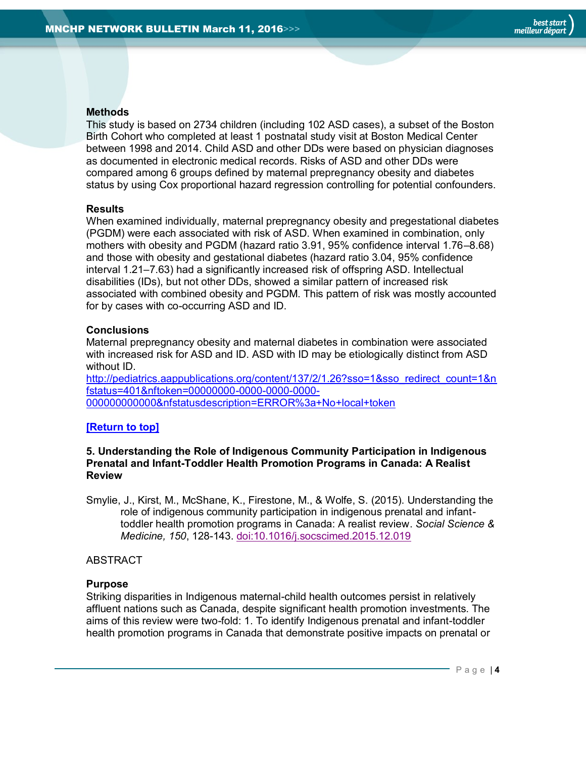**Methods**

This study is based on 2734 children (including 102 ASD cases), a subset of the Boston Birth Cohort who completed at least 1 postnatal study visit at Boston Medical Center between 1998 and 2014. Child ASD and other DDs were based on physician diagnoses as documented in electronic medical records. Risks of ASD and other DDs were compared among 6 groups defined by maternal prepregnancy obesity and diabetes status by using Cox proportional hazard regression controlling for potential confounders.

**Results**

When examined individually, maternal prepregnancy obesity and pregestational diabetes (PGDM) were each associated with risk of ASD. When examined in combination, only mothers with obesity and PGDM (hazard ratio 3.91, 95% confidence interval 1.76–8.68) and those with obesity and gestational diabetes (hazard ratio 3.04, 95% confidence interval 1.21–7.63) had a significantly increased risk of offspring ASD. Intellectual disabilities (IDs), but not other DDs, showed a similar pattern of increased risk associated with combined obesity and PGDM. This pattern of risk was mostly accounted for by cases with co-occurring ASD and ID.

**Conclusions**

Maternal prepregnancy obesity and maternal diabetes in combination were associated with increased risk for ASD and ID. ASD with ID may be etiologically distinct from ASD without ID.

[http://pediatrics.aappublications.org/content/137/2/1.26?sso=1&sso_redirect_count=1&nfstatus=401&nftoken=00000000-0000-0000-0000-000000000000&nfstatusdescription=ERROR%3a+No+local+token](http://pediatrics.aappublications.org/content/137/2/1.26?sso=1&sso_redirect_count=1&nfstatus=401&nftoken=00000000-0000-0000-0000-000000000000&nfstatusdescription=ERROR%3a+No+local+token)

**[Return to top]**

### 5. Understanding the Role of Indigenous Community Participation in Indigenous Prenatal and Infant-Toddler Health Promotion Programs in Canada: A Realist Review

Smylie, J., Kirst, M., McShane, K., Firestone, M., & Wolfe, S. (2015). Understanding the role of indigenous community participation in indigenous prenatal and infant-toddler health promotion programs in Canada: A realist review. *Social Science & Medicine, 150*, 128-143. doi:10.1016/j.socscimed.2015.12.019

ABSTRACT

**Purpose**

Striking disparities in Indigenous maternal-child health outcomes persist in relatively affluent nations such as Canada, despite significant health promotion investments. The aims of this review were two-fold: 1. To identify Indigenous prenatal and infant-toddler health promotion programs in Canada that demonstrate positive impacts on prenatal or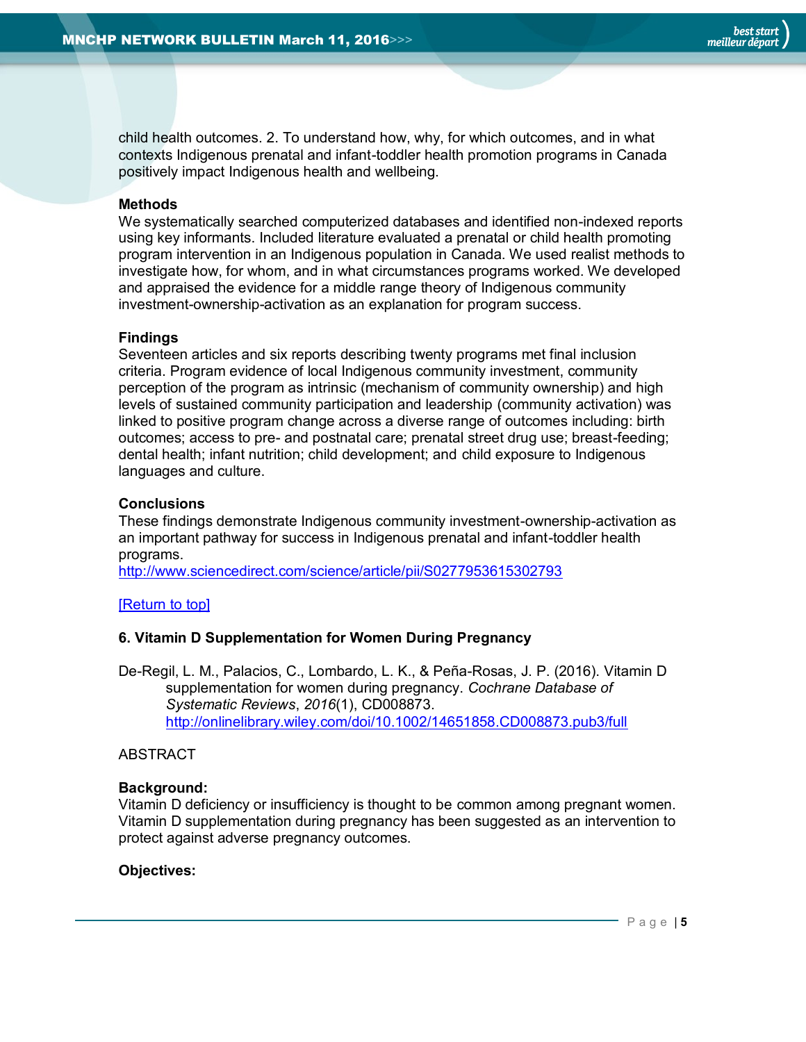child health outcomes. 2. To understand how, why, for which outcomes, and in what contexts Indigenous prenatal and infant-toddler health promotion programs in Canada positively impact Indigenous health and wellbeing.

**Methods**

We systematically searched computerized databases and identified non-indexed reports using key informants. Included literature evaluated a prenatal or child health promoting program intervention in an Indigenous population in Canada. We used realist methods to investigate how, for whom, and in what circumstances programs worked. We developed and appraised the evidence for a middle range theory of Indigenous community investment-ownership-activation as an explanation for program success.

**Findings**

Seventeen articles and six reports describing twenty programs met final inclusion criteria. Program evidence of local Indigenous community investment, community perception of the program as intrinsic (mechanism of community ownership) and high levels of sustained community participation and leadership (community activation) was linked to positive program change across a diverse range of outcomes including: birth outcomes; access to pre- and postnatal care; prenatal street drug use; breast-feeding; dental health; infant nutrition; child development; and child exposure to Indigenous languages and culture.

**Conclusions**

These findings demonstrate Indigenous community investment-ownership-activation as an important pathway for success in Indigenous prenatal and infant-toddler health programs.
http://www.sciencedirect.com/science/article/pii/S0277953615302793

[Return to top]

### 6. Vitamin D Supplementation for Women During Pregnancy

De-Regil, L. M., Palacios, C., Lombardo, L. K., & Peña-Rosas, J. P. (2016). Vitamin D supplementation for women during pregnancy. *Cochrane Database of Systematic Reviews*, *2016*(1), CD008873.
http://onlinelibrary.wiley.com/doi/10.1002/14651858.CD008873.pub3/full

ABSTRACT

**Background:**

Vitamin D deficiency or insufficiency is thought to be common among pregnant women. Vitamin D supplementation during pregnancy has been suggested as an intervention to protect against adverse pregnancy outcomes.

**Objectives:**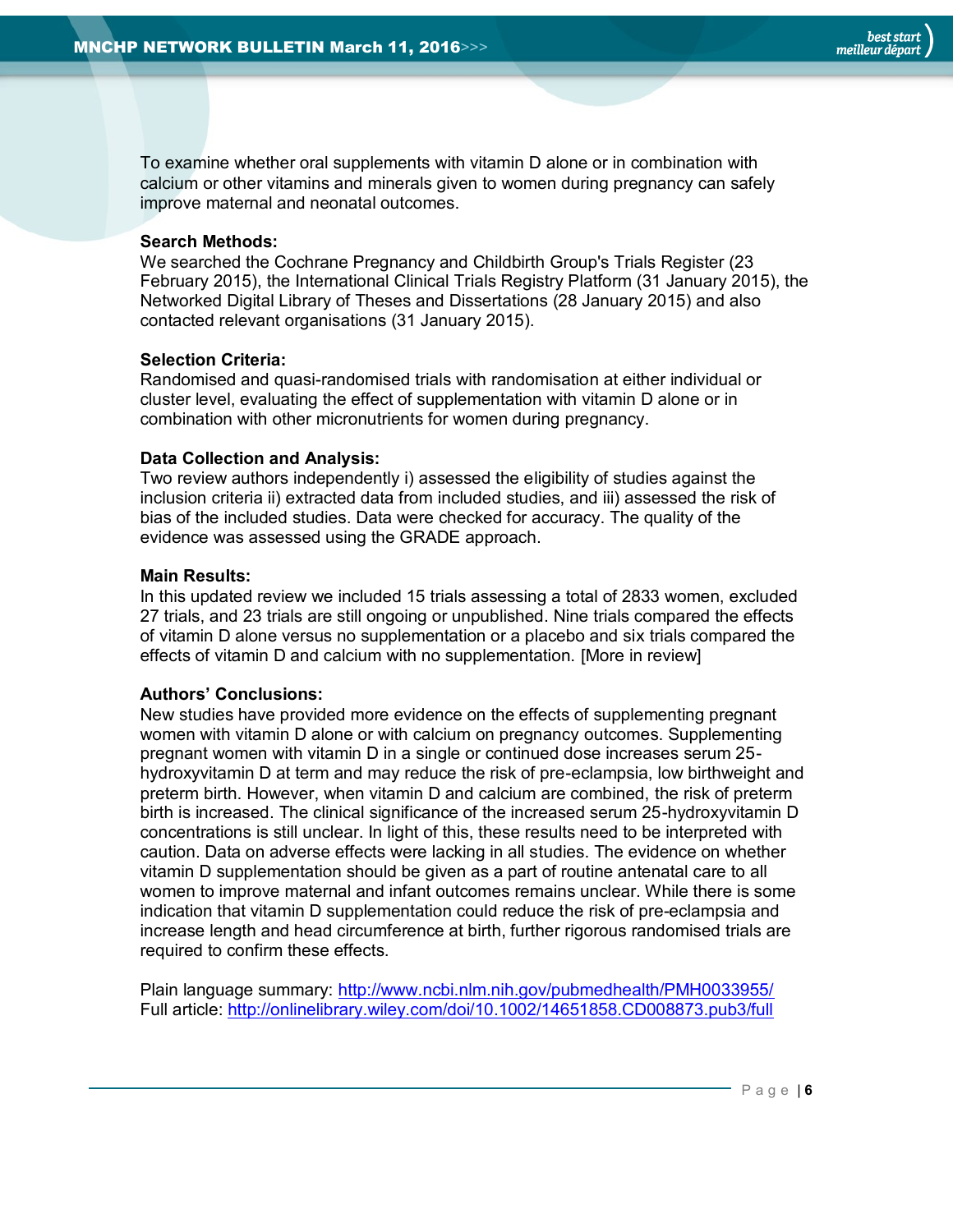To examine whether oral supplements with vitamin D alone or in combination with calcium or other vitamins and minerals given to women during pregnancy can safely improve maternal and neonatal outcomes.

**Search Methods:**
We searched the Cochrane Pregnancy and Childbirth Group's Trials Register (23 February 2015), the International Clinical Trials Registry Platform (31 January 2015), the Networked Digital Library of Theses and Dissertations (28 January 2015) and also contacted relevant organisations (31 January 2015).

**Selection Criteria:**
Randomised and quasi-randomised trials with randomisation at either individual or cluster level, evaluating the effect of supplementation with vitamin D alone or in combination with other micronutrients for women during pregnancy.

**Data Collection and Analysis:**
Two review authors independently i) assessed the eligibility of studies against the inclusion criteria ii) extracted data from included studies, and iii) assessed the risk of bias of the included studies. Data were checked for accuracy. The quality of the evidence was assessed using the GRADE approach.

**Main Results:**
In this updated review we included 15 trials assessing a total of 2833 women, excluded 27 trials, and 23 trials are still ongoing or unpublished. Nine trials compared the effects of vitamin D alone versus no supplementation or a placebo and six trials compared the effects of vitamin D and calcium with no supplementation. [More in review]

**Authors' Conclusions:**
New studies have provided more evidence on the effects of supplementing pregnant women with vitamin D alone or with calcium on pregnancy outcomes. Supplementing pregnant women with vitamin D in a single or continued dose increases serum 25-hydroxyvitamin D at term and may reduce the risk of pre-eclampsia, low birthweight and preterm birth. However, when vitamin D and calcium are combined, the risk of preterm birth is increased. The clinical significance of the increased serum 25-hydroxyvitamin D concentrations is still unclear. In light of this, these results need to be interpreted with caution. Data on adverse effects were lacking in all studies. The evidence on whether vitamin D supplementation should be given as a part of routine antenatal care to all women to improve maternal and infant outcomes remains unclear. While there is some indication that vitamin D supplementation could reduce the risk of pre-eclampsia and increase length and head circumference at birth, further rigorous randomised trials are required to confirm these effects.

Plain language summary: http://www.ncbi.nlm.nih.gov/pubmedhealth/PMH0033955/
Full article: http://onlinelibrary.wiley.com/doi/10.1002/14651858.CD008873.pub3/full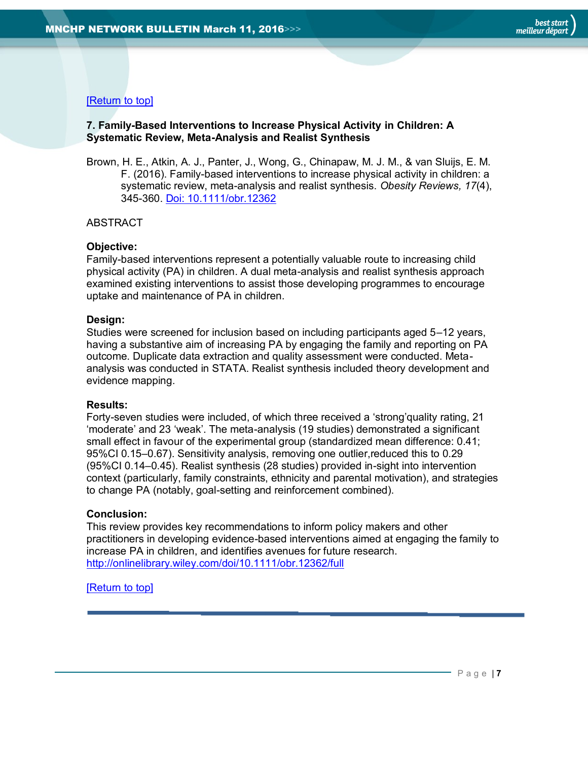[Return to top]

**7. Family-Based Interventions to Increase Physical Activity in Children: A Systematic Review, Meta-Analysis and Realist Synthesis**

Brown, H. E., Atkin, A. J., Panter, J., Wong, G., Chinapaw, M. J. M., & van Sluijs, E. M. F. (2016). Family-based interventions to increase physical activity in children: a systematic review, meta-analysis and realist synthesis. *Obesity Reviews, 17*(4), 345-360. Doi: 10.1111/obr.12362

ABSTRACT

**Objective:**
Family-based interventions represent a potentially valuable route to increasing child physical activity (PA) in children. A dual meta-analysis and realist synthesis approach examined existing interventions to assist those developing programmes to encourage uptake and maintenance of PA in children.

**Design:**
Studies were screened for inclusion based on including participants aged 5–12 years, having a substantive aim of increasing PA by engaging the family and reporting on PA outcome. Duplicate data extraction and quality assessment were conducted. Meta-analysis was conducted in STATA. Realist synthesis included theory development and evidence mapping.

**Results:**
Forty-seven studies were included, of which three received a 'strong'quality rating, 21 'moderate' and 23 'weak'. The meta-analysis (19 studies) demonstrated a significant small effect in favour of the experimental group (standardized mean difference: 0.41; 95%CI 0.15–0.67). Sensitivity analysis, removing one outlier,reduced this to 0.29 (95%CI 0.14–0.45). Realist synthesis (28 studies) provided in-sight into intervention context (particularly, family constraints, ethnicity and parental motivation), and strategies to change PA (notably, goal-setting and reinforcement combined).

**Conclusion:**
This review provides key recommendations to inform policy makers and other practitioners in developing evidence-based interventions aimed at engaging the family to increase PA in children, and identifies avenues for future research.
http://onlinelibrary.wiley.com/doi/10.1111/obr.12362/full

[Return to top]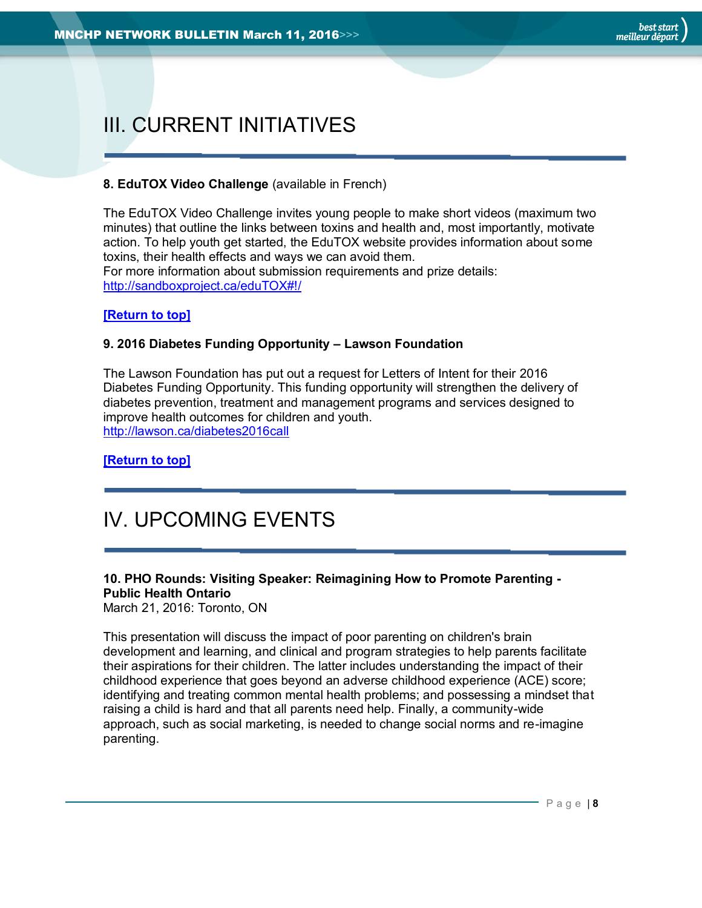# III. CURRENT INITIATIVES

**8. EduTOX Video Challenge** (available in French)

The EduTOX Video Challenge invites young people to make short videos (maximum two minutes) that outline the links between toxins and health and, most importantly, motivate action. To help youth get started, the EduTOX website provides information about some toxins, their health effects and ways we can avoid them.
For more information about submission requirements and prize details:
http://sandboxproject.ca/eduTOX#!/

**[Return to top]**

**9. 2016 Diabetes Funding Opportunity – Lawson Foundation**

The Lawson Foundation has put out a request for Letters of Intent for their 2016 Diabetes Funding Opportunity. This funding opportunity will strengthen the delivery of diabetes prevention, treatment and management programs and services designed to improve health outcomes for children and youth.
http://lawson.ca/diabetes2016call

**[Return to top]**

# IV. UPCOMING EVENTS

**10. PHO Rounds: Visiting Speaker: Reimagining How to Promote Parenting - Public Health Ontario**
March 21, 2016: Toronto, ON

This presentation will discuss the impact of poor parenting on children's brain development and learning, and clinical and program strategies to help parents facilitate their aspirations for their children. The latter includes understanding the impact of their childhood experience that goes beyond an adverse childhood experience (ACE) score; identifying and treating common mental health problems; and possessing a mindset that raising a child is hard and that all parents need help. Finally, a community-wide approach, such as social marketing, is needed to change social norms and re-imagine parenting.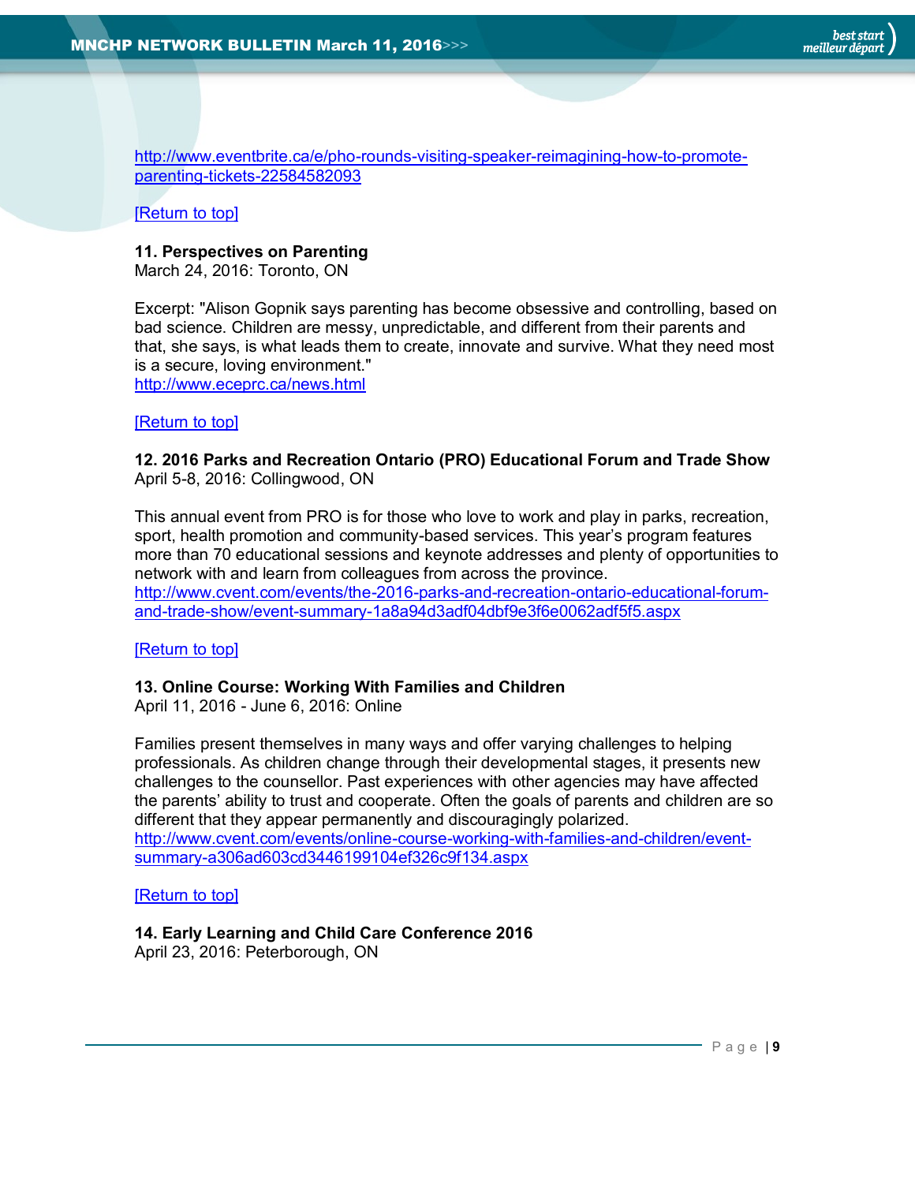http://www.eventbrite.ca/e/pho-rounds-visiting-speaker-reimagining-how-to-promote-parenting-tickets-22584582093

[Return to top]

**11. Perspectives on Parenting**
March 24, 2016: Toronto, ON

Excerpt: "Alison Gopnik says parenting has become obsessive and controlling, based on bad science. Children are messy, unpredictable, and different from their parents and that, she says, is what leads them to create, innovate and survive. What they need most is a secure, loving environment."
http://www.eceprc.ca/news.html

[Return to top]

**12. 2016 Parks and Recreation Ontario (PRO) Educational Forum and Trade Show**
April 5-8, 2016: Collingwood, ON

This annual event from PRO is for those who love to work and play in parks, recreation, sport, health promotion and community-based services. This year's program features more than 70 educational sessions and keynote addresses and plenty of opportunities to network with and learn from colleagues from across the province.
http://www.cvent.com/events/the-2016-parks-and-recreation-ontario-educational-forum-and-trade-show/event-summary-1a8a94d3adf04dbf9e3f6e0062adf5f5.aspx

[Return to top]

**13. Online Course: Working With Families and Children**
April 11, 2016 - June 6, 2016: Online

Families present themselves in many ways and offer varying challenges to helping professionals. As children change through their developmental stages, it presents new challenges to the counsellor. Past experiences with other agencies may have affected the parents' ability to trust and cooperate. Often the goals of parents and children are so different that they appear permanently and discouragingly polarized.
http://www.cvent.com/events/online-course-working-with-families-and-children/event-summary-a306ad603cd3446199104ef326c9f134.aspx

[Return to top]

**14. Early Learning and Child Care Conference 2016**
April 23, 2016: Peterborough, ON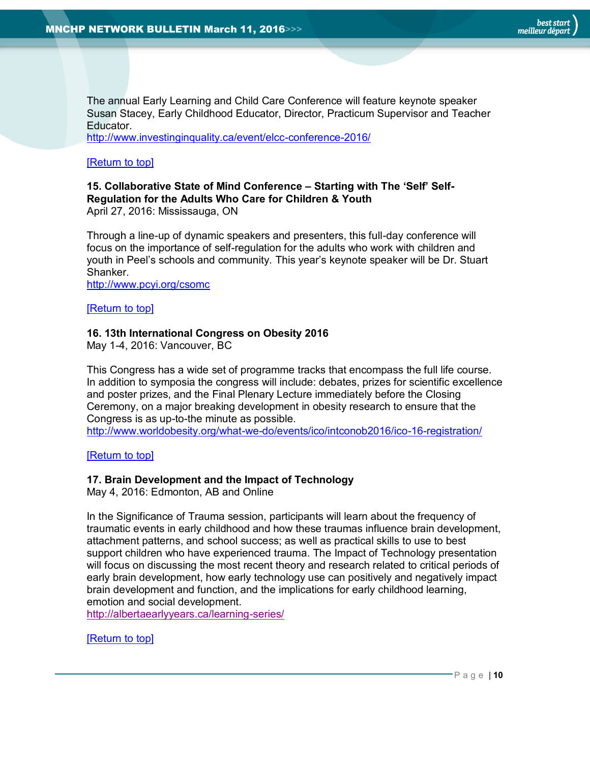The annual Early Learning and Child Care Conference will feature keynote speaker Susan Stacey, Early Childhood Educator, Director, Practicum Supervisor and Teacher Educator.
http://www.investinginquality.ca/event/elcc-conference-2016/

[Return to top]

**15. Collaborative State of Mind Conference – Starting with The 'Self' Self-Regulation for the Adults Who Care for Children & Youth**
April 27, 2016: Mississauga, ON

Through a line-up of dynamic speakers and presenters, this full-day conference will focus on the importance of self-regulation for the adults who work with children and youth in Peel's schools and community. This year's keynote speaker will be Dr. Stuart Shanker.
http://www.pcyi.org/csomc

[Return to top]

**16. 13th International Congress on Obesity 2016**
May 1-4, 2016: Vancouver, BC

This Congress has a wide set of programme tracks that encompass the full life course. In addition to symposia the congress will include: debates, prizes for scientific excellence and poster prizes, and the Final Plenary Lecture immediately before the Closing Ceremony, on a major breaking development in obesity research to ensure that the Congress is as up-to-the minute as possible.
http://www.worldobesity.org/what-we-do/events/ico/intconob2016/ico-16-registration/

[Return to top]

**17. Brain Development and the Impact of Technology**
May 4, 2016: Edmonton, AB and Online

In the Significance of Trauma session, participants will learn about the frequency of traumatic events in early childhood and how these traumas influence brain development, attachment patterns, and school success; as well as practical skills to use to best support children who have experienced trauma. The Impact of Technology presentation will focus on discussing the most recent theory and research related to critical periods of early brain development, how early technology use can positively and negatively impact brain development and function, and the implications for early childhood learning, emotion and social development.
http://albertaearlyyears.ca/learning-series/

[Return to top]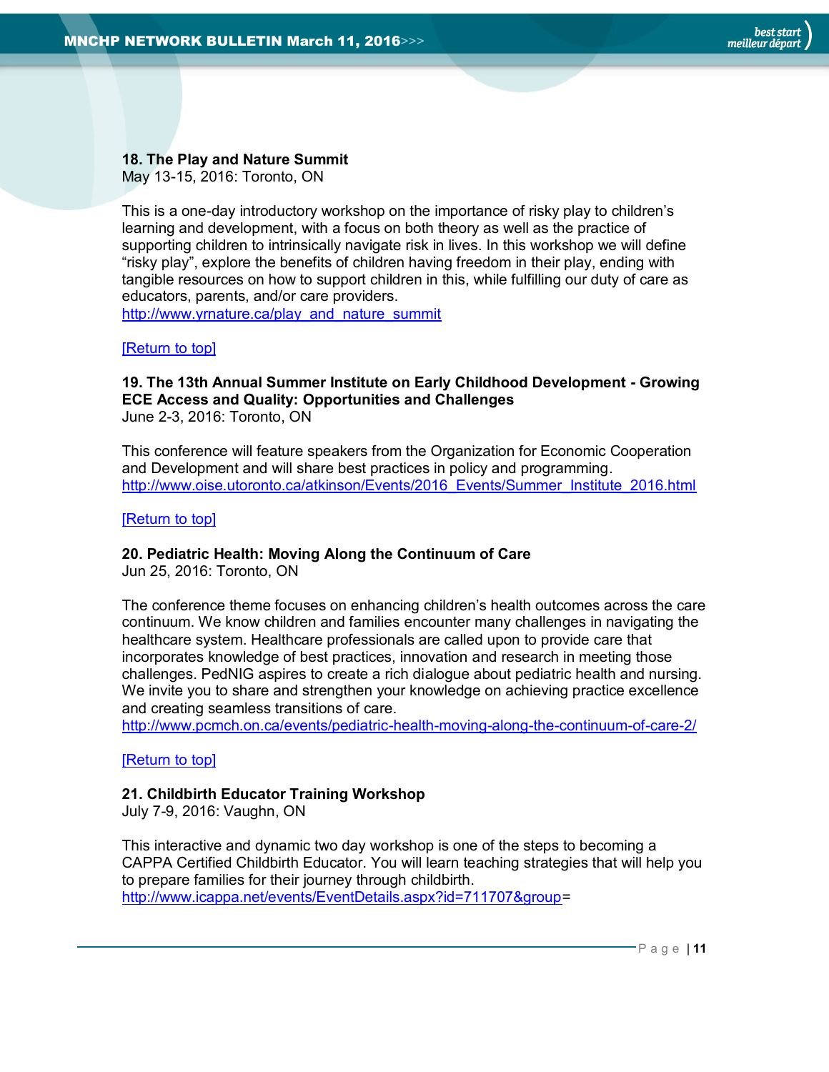**18. The Play and Nature Summit**
May 13-15, 2016: Toronto, ON

This is a one-day introductory workshop on the importance of risky play to children's learning and development, with a focus on both theory as well as the practice of supporting children to intrinsically navigate risk in lives. In this workshop we will define "risky play", explore the benefits of children having freedom in their play, ending with tangible resources on how to support children in this, while fulfilling our duty of care as educators, parents, and/or care providers.
http://www.yrnature.ca/play_and_nature_summit

[Return to top]

**19. The 13th Annual Summer Institute on Early Childhood Development - Growing ECE Access and Quality: Opportunities and Challenges**
June 2-3, 2016: Toronto, ON

This conference will feature speakers from the Organization for Economic Cooperation and Development and will share best practices in policy and programming.
http://www.oise.utoronto.ca/atkinson/Events/2016_Events/Summer_Institute_2016.html

[Return to top]

**20. Pediatric Health: Moving Along the Continuum of Care**
Jun 25, 2016: Toronto, ON

The conference theme focuses on enhancing children's health outcomes across the care continuum. We know children and families encounter many challenges in navigating the healthcare system. Healthcare professionals are called upon to provide care that incorporates knowledge of best practices, innovation and research in meeting those challenges. PedNIG aspires to create a rich dialogue about pediatric health and nursing. We invite you to share and strengthen your knowledge on achieving practice excellence and creating seamless transitions of care.
http://www.pcmch.on.ca/events/pediatric-health-moving-along-the-continuum-of-care-2/

[Return to top]

**21. Childbirth Educator Training Workshop**
July 7-9, 2016: Vaughn, ON

This interactive and dynamic two day workshop is one of the steps to becoming a CAPPA Certified Childbirth Educator. You will learn teaching strategies that will help you to prepare families for their journey through childbirth.
http://www.icappa.net/events/EventDetails.aspx?id=711707&group=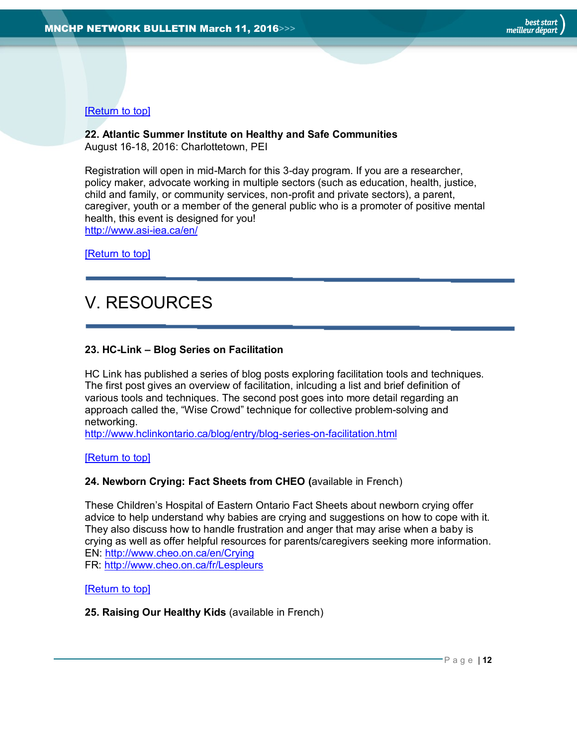[Return to top]

**22. Atlantic Summer Institute on Healthy and Safe Communities**
August 16-18, 2016: Charlottetown, PEI

Registration will open in mid-March for this 3-day program. If you are a researcher, policy maker, advocate working in multiple sectors (such as education, health, justice, child and family, or community services, non-profit and private sectors), a parent, caregiver, youth or a member of the general public who is a promoter of positive mental health, this event is designed for you!
http://www.asi-iea.ca/en/

[Return to top]

# V. RESOURCES

**23. HC-Link – Blog Series on Facilitation**

HC Link has published a series of blog posts exploring facilitation tools and techniques. The first post gives an overview of facilitation, inlcuding a list and brief definition of various tools and techniques. The second post goes into more detail regarding an approach called the, "Wise Crowd" technique for collective problem-solving and networking.
http://www.hclinkontario.ca/blog/entry/blog-series-on-facilitation.html

[Return to top]

**24. Newborn Crying: Fact Sheets from CHEO (**available in French)

These Children's Hospital of Eastern Ontario Fact Sheets about newborn crying offer advice to help understand why babies are crying and suggestions on how to cope with it. They also discuss how to handle frustration and anger that may arise when a baby is crying as well as offer helpful resources for parents/caregivers seeking more information.
EN: http://www.cheo.on.ca/en/Crying
FR: http://www.cheo.on.ca/fr/Lespleurs

[Return to top]

**25. Raising Our Healthy Kids** (available in French)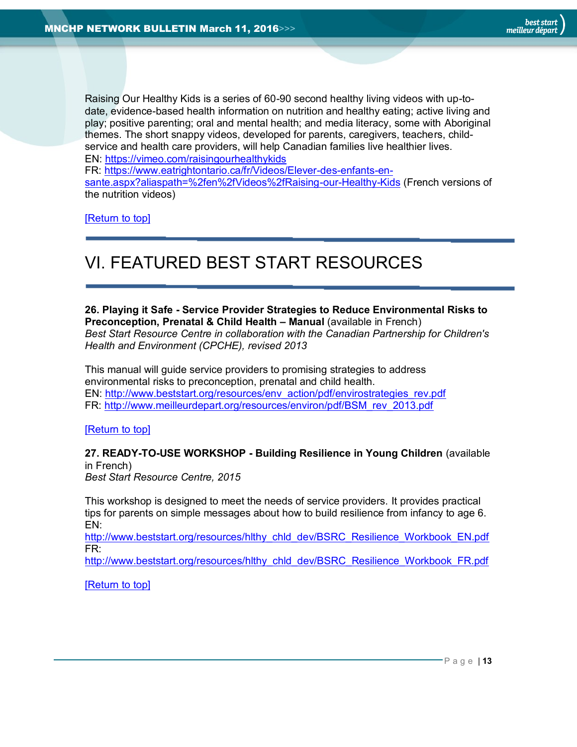Raising Our Healthy Kids is a series of 60-90 second healthy living videos with up-to-date, evidence-based health information on nutrition and healthy eating; active living and play; positive parenting; oral and mental health; and media literacy, some with Aboriginal themes. The short snappy videos, developed for parents, caregivers, teachers, child-service and health care providers, will help Canadian families live healthier lives.
EN: https://vimeo.com/raisingourhealthykids
FR: https://www.eatrightontario.ca/fr/Videos/Elever-des-enfants-en-sante.aspx?aliaspath=%2fen%2fVideos%2fRaising-our-Healthy-Kids (French versions of the nutrition videos)

[Return to top]

# VI. FEATURED BEST START RESOURCES

**26. Playing it Safe - Service Provider Strategies to Reduce Environmental Risks to Preconception, Prenatal & Child Health – Manual** (available in French)
*Best Start Resource Centre in collaboration with the Canadian Partnership for Children's Health and Environment (CPCHE), revised 2013*

This manual will guide service providers to promising strategies to address environmental risks to preconception, prenatal and child health.
EN: http://www.beststart.org/resources/env_action/pdf/envirostrategies_rev.pdf
FR: http://www.meilleurdepart.org/resources/environ/pdf/BSM_rev_2013.pdf

[Return to top]

**27. READY-TO-USE WORKSHOP - Building Resilience in Young Children** (available in French)
*Best Start Resource Centre, 2015*

This workshop is designed to meet the needs of service providers. It provides practical tips for parents on simple messages about how to build resilience from infancy to age 6.
EN:
http://www.beststart.org/resources/hlthy_chld_dev/BSRC_Resilience_Workbook_EN.pdf
FR:
http://www.beststart.org/resources/hlthy_chld_dev/BSRC_Resilience_Workbook_FR.pdf

[Return to top]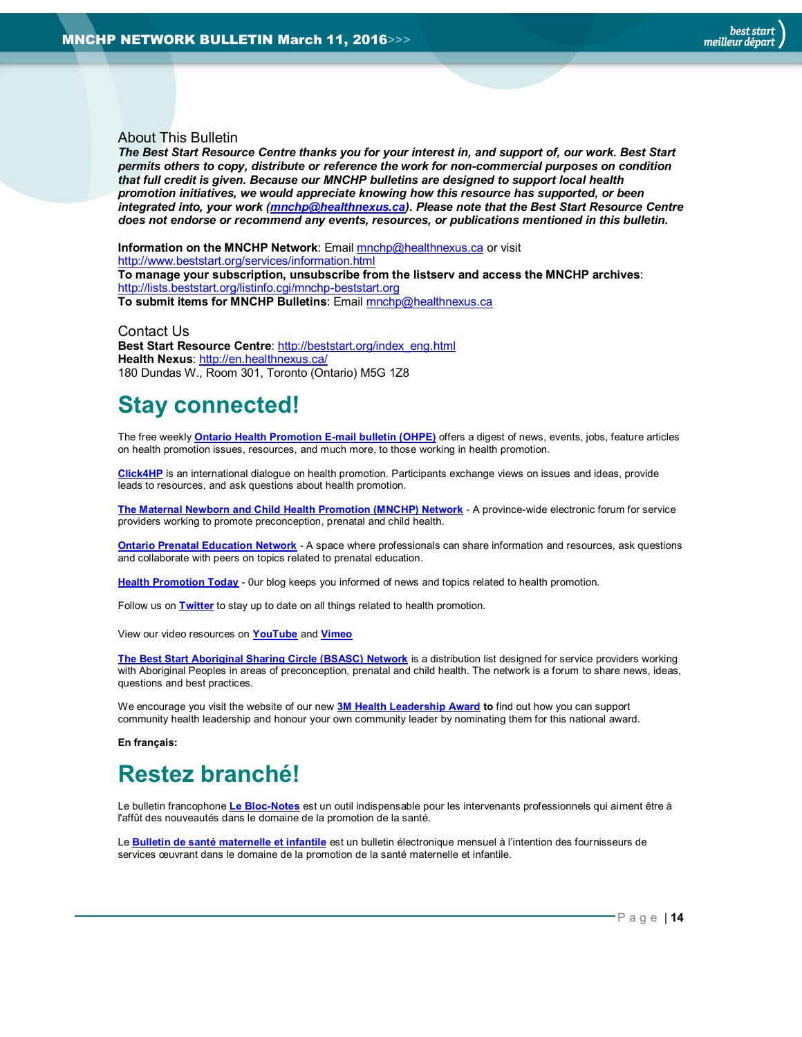## About This Bulletin

***The Best Start Resource Centre thanks you for your interest in, and support of, our work. Best Start permits others to copy, distribute or reference the work for non-commercial purposes on condition that full credit is given. Because our MNCHP bulletins are designed to support local health promotion initiatives, we would appreciate knowing how this resource has supported, or been integrated into, your work (mnchp@healthnexus.ca). Please note that the Best Start Resource Centre does not endorse or recommend any events, resources, or publications mentioned in this bulletin.***

**Information on the MNCHP Network**: Email mnchp@healthnexus.ca or visit http://www.beststart.org/services/information.html
**To manage your subscription, unsubscribe from the listserv and access the MNCHP archives**: http://lists.beststart.org/listinfo.cgi/mnchp-beststart.org
**To submit items for MNCHP Bulletins**: Email mnchp@healthnexus.ca

## Contact Us

**Best Start Resource Centre**: http://beststart.org/index_eng.html
**Health Nexus**: http://en.healthnexus.ca/
180 Dundas W., Room 301, Toronto (Ontario) M5G 1Z8

# Stay connected!

The free weekly **Ontario Health Promotion E-mail bulletin (OHPE)** offers a digest of news, events, jobs, feature articles on health promotion issues, resources, and much more, to those working in health promotion.

**Click4HP** is an international dialogue on health promotion. Participants exchange views on issues and ideas, provide leads to resources, and ask questions about health promotion.

**The Maternal Newborn and Child Health Promotion (MNCHP) Network** - A province-wide electronic forum for service providers working to promote preconception, prenatal and child health.

**Ontario Prenatal Education Network** - A space where professionals can share information and resources, ask questions and collaborate with peers on topics related to prenatal education.

**Health Promotion Today** - 0ur blog keeps you informed of news and topics related to health promotion.

Follow us on **Twitter** to stay up to date on all things related to health promotion.

View our video resources on **YouTube** and **Vimeo**

**The Best Start Aboriginal Sharing Circle (BSASC) Network** is a distribution list designed for service providers working with Aboriginal Peoples in areas of preconception, prenatal and child health. The network is a forum to share news, ideas, questions and best practices.

We encourage you visit the website of our new **3M Health Leadership Award** **to** find out how you can support community health leadership and honour your own community leader by nominating them for this national award.

**En français:**

# Restez branché!

Le bulletin francophone **Le Bloc-Notes** est un outil indispensable pour les intervenants professionnels qui aiment être à l'affût des nouveautés dans le domaine de la promotion de la santé.

Le **Bulletin de santé maternelle et infantile** est un bulletin électronique mensuel à l'intention des fournisseurs de services œuvrant dans le domaine de la promotion de la santé maternelle et infantile.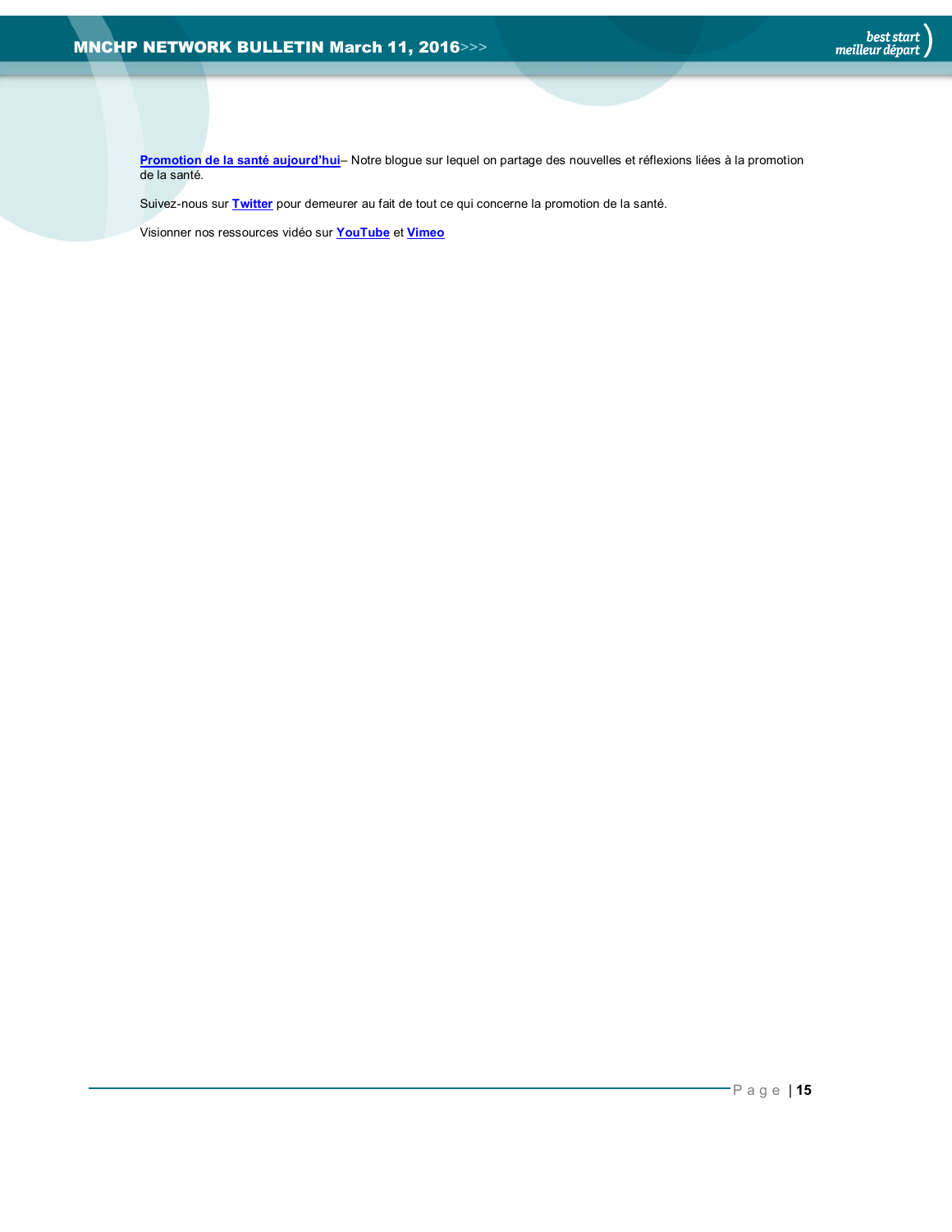**Promotion de la santé aujourd'hui**– Notre blogue sur lequel on partage des nouvelles et réflexions liées à la promotion de la santé.

Suivez-nous sur **Twitter** pour demeurer au fait de tout ce qui concerne la promotion de la santé.

Visionner nos ressources vidéo sur **YouTube** et **Vimeo**